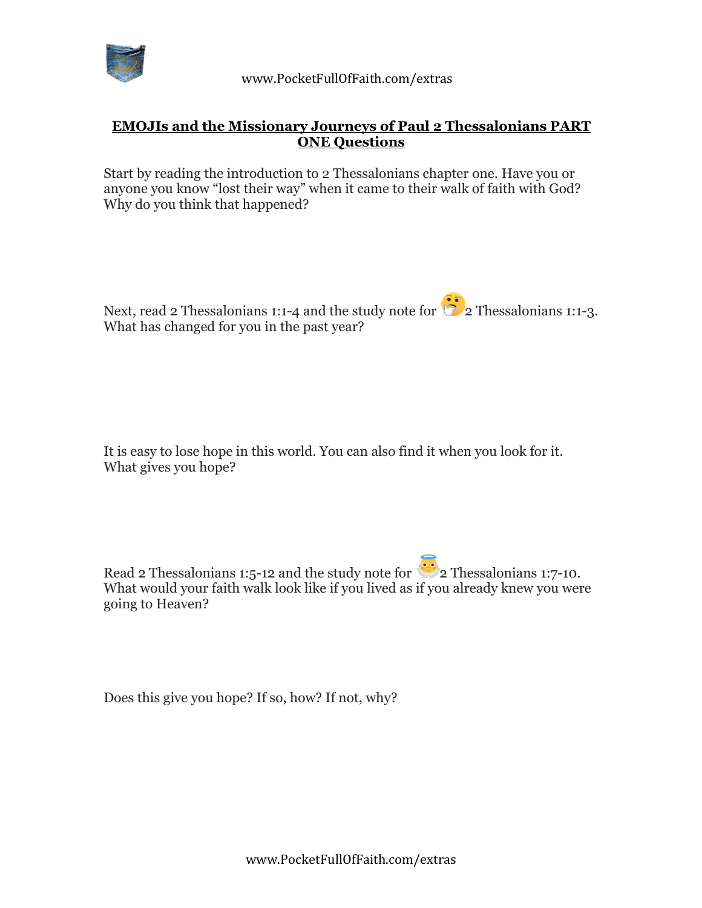# EMOJIs and the Missionary Journeys of Paul 2 Thessalonians PART ONE Questions

Start by reading the introduction to 2 Thessalonians chapter one. Have you or anyone you know “lost their way” when it came to their walk of faith with God? Why do you think that happened?

Next, read 2 Thessalonians 1:1-4 and the study note for 🤔2 Thessalonians 1:1-3. What has changed for you in the past year?

It is easy to lose hope in this world. You can also find it when you look for it. What gives you hope?

Read 2 Thessalonians 1:5-12 and the study note for 😇2 Thessalonians 1:7-10. What would your faith walk look like if you lived as if you already knew you were going to Heaven?

Does this give you hope? If so, how? If not, why?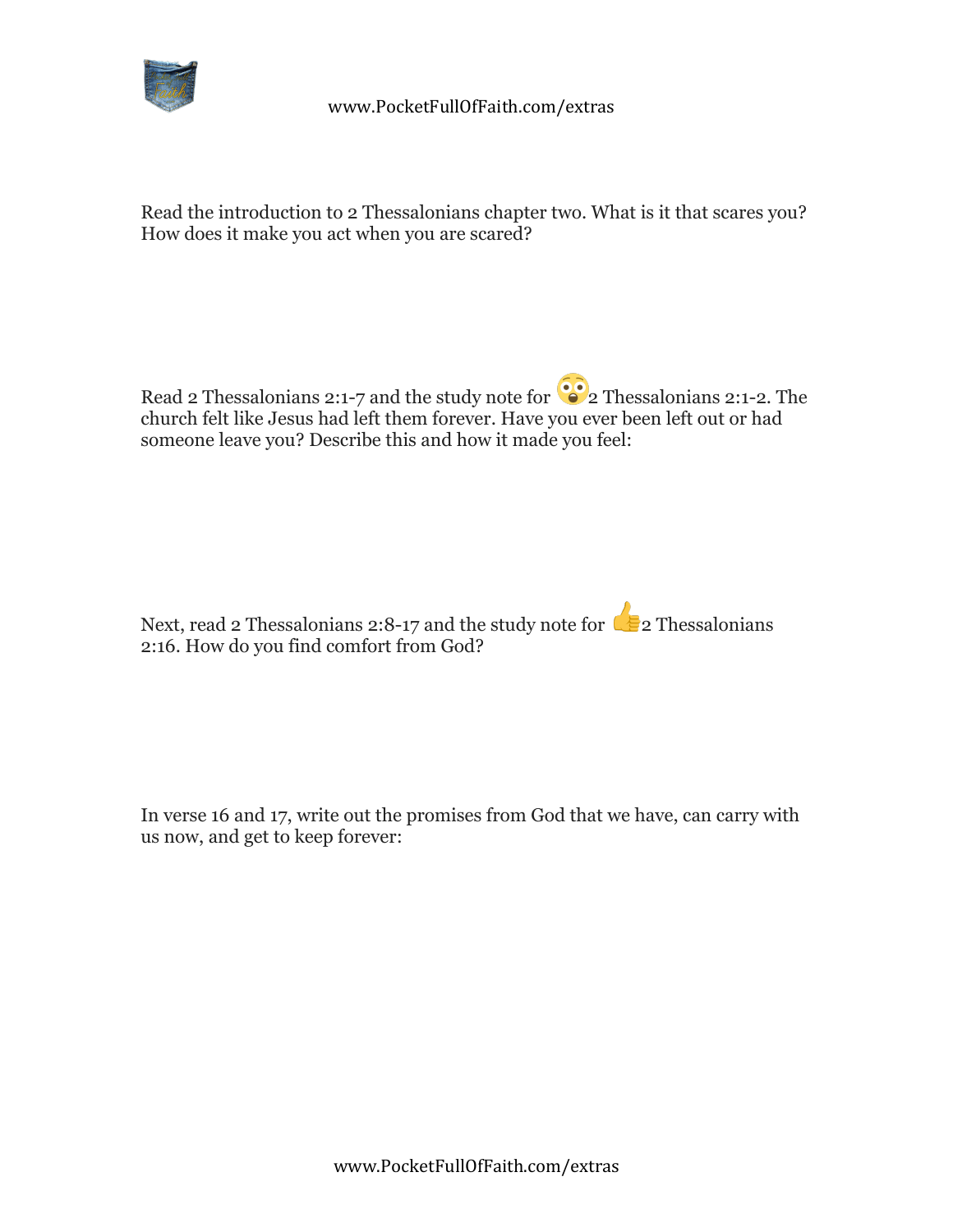Read the introduction to 2 Thessalonians chapter two. What is it that scares you? How does it make you act when you are scared?

Read 2 Thessalonians 2:1-7 and the study note for 😳2 Thessalonians 2:1-2. The church felt like Jesus had left them forever. Have you ever been left out or had someone leave you? Describe this and how it made you feel:

Next, read 2 Thessalonians 2:8-17 and the study note for 👍2 Thessalonians 2:16. How do you find comfort from God?

In verse 16 and 17, write out the promises from God that we have, can carry with us now, and get to keep forever: